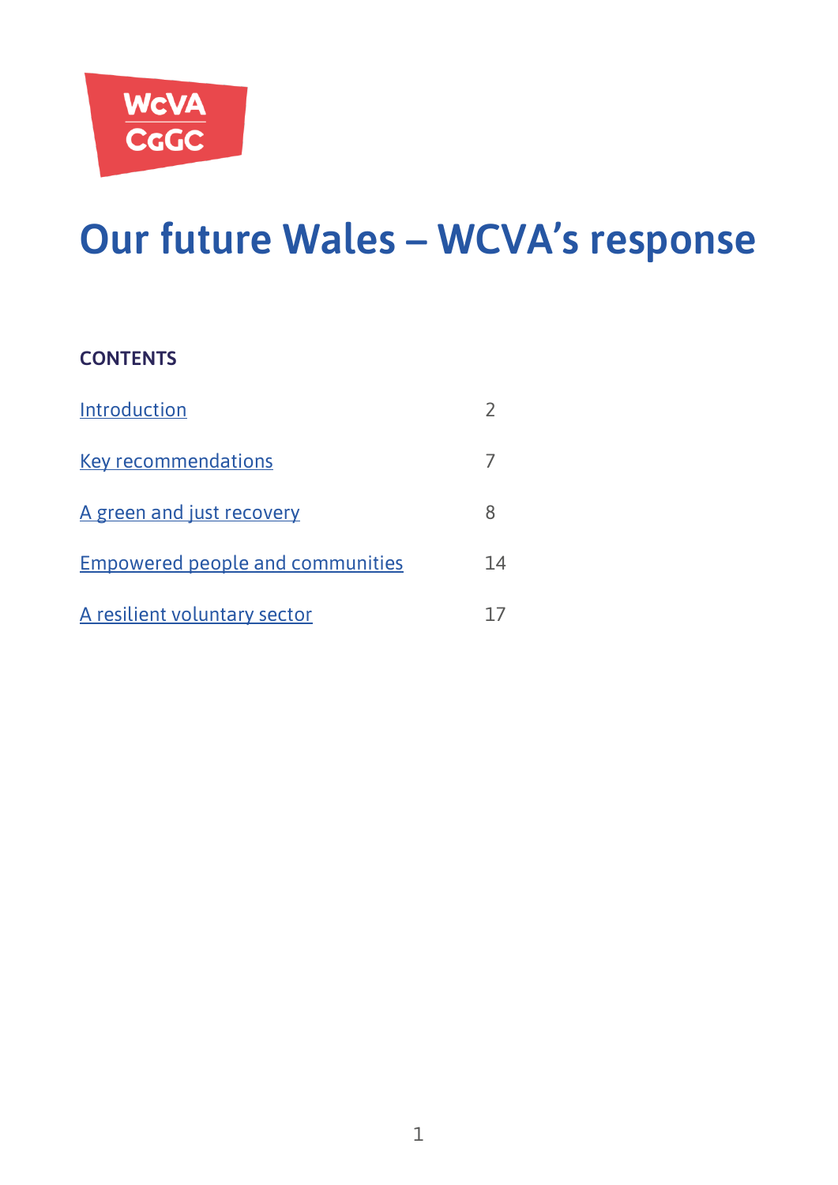WCVA CGGC

# Our future Wales – WCVA's response

**CONTENTS**

| | |
|---|---|
| Introduction | 2 |
| Key recommendations | 7 |
| A green and just recovery | 8 |
| Empowered people and communities | 14 |
| A resilient voluntary sector | 17 |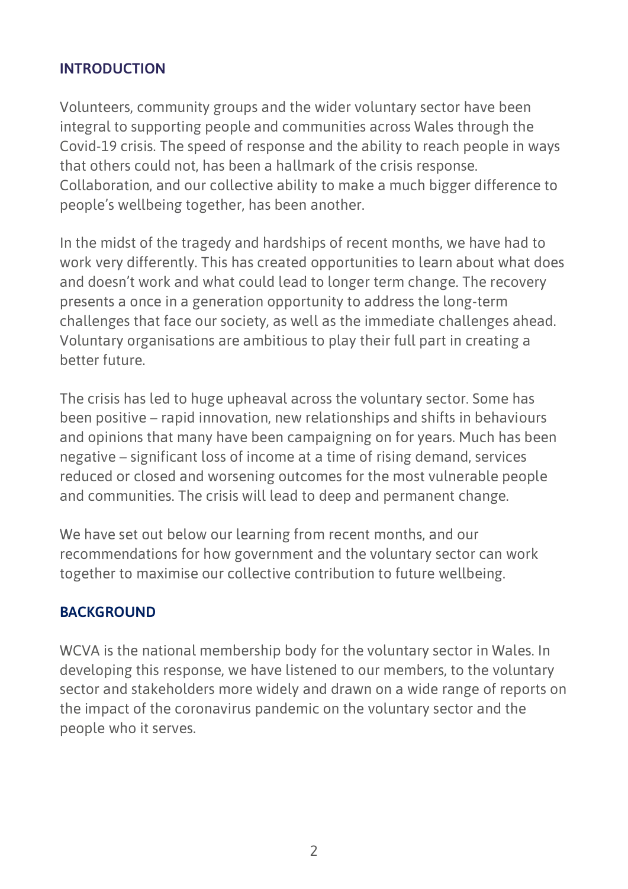## INTRODUCTION

Volunteers, community groups and the wider voluntary sector have been integral to supporting people and communities across Wales through the Covid-19 crisis. The speed of response and the ability to reach people in ways that others could not, has been a hallmark of the crisis response. Collaboration, and our collective ability to make a much bigger difference to people's wellbeing together, has been another.

In the midst of the tragedy and hardships of recent months, we have had to work very differently. This has created opportunities to learn about what does and doesn't work and what could lead to longer term change. The recovery presents a once in a generation opportunity to address the long-term challenges that face our society, as well as the immediate challenges ahead. Voluntary organisations are ambitious to play their full part in creating a better future.

The crisis has led to huge upheaval across the voluntary sector. Some has been positive – rapid innovation, new relationships and shifts in behaviours and opinions that many have been campaigning on for years. Much has been negative – significant loss of income at a time of rising demand, services reduced or closed and worsening outcomes for the most vulnerable people and communities. The crisis will lead to deep and permanent change.

We have set out below our learning from recent months, and our recommendations for how government and the voluntary sector can work together to maximise our collective contribution to future wellbeing.

## BACKGROUND

WCVA is the national membership body for the voluntary sector in Wales. In developing this response, we have listened to our members, to the voluntary sector and stakeholders more widely and drawn on a wide range of reports on the impact of the coronavirus pandemic on the voluntary sector and the people who it serves.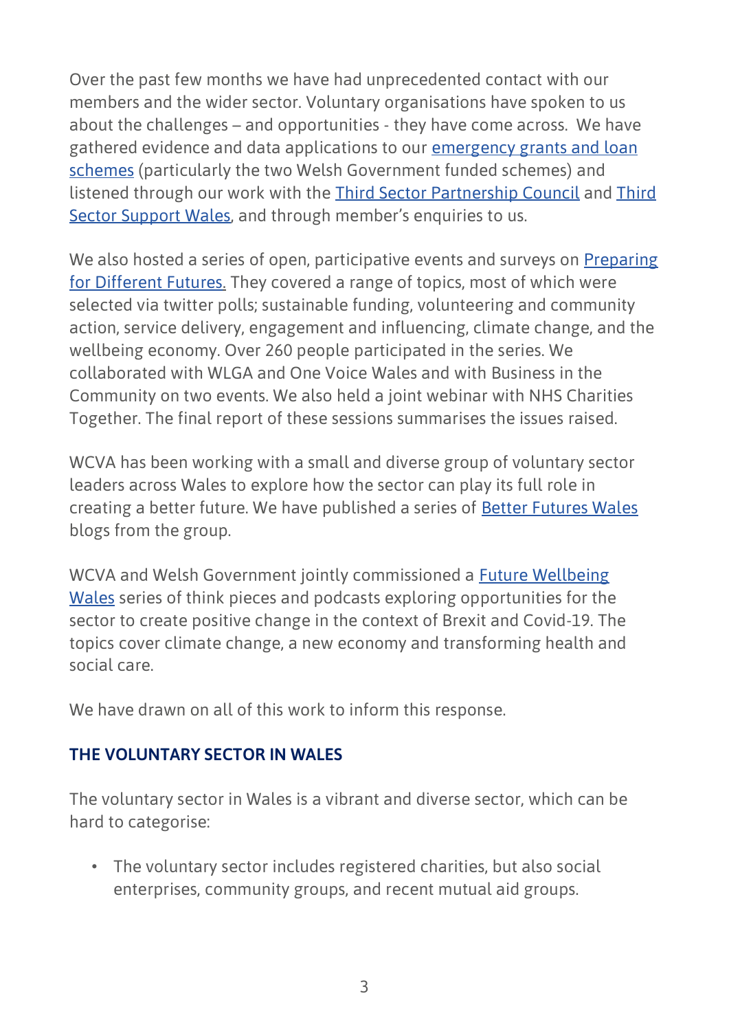Over the past few months we have had unprecedented contact with our members and the wider sector. Voluntary organisations have spoken to us about the challenges – and opportunities - they have come across. We have gathered evidence and data applications to our emergency grants and loan schemes (particularly the two Welsh Government funded schemes) and listened through our work with the Third Sector Partnership Council and Third Sector Support Wales, and through member's enquiries to us.

We also hosted a series of open, participative events and surveys on Preparing for Different Futures. They covered a range of topics, most of which were selected via twitter polls; sustainable funding, volunteering and community action, service delivery, engagement and influencing, climate change, and the wellbeing economy. Over 260 people participated in the series. We collaborated with WLGA and One Voice Wales and with Business in the Community on two events. We also held a joint webinar with NHS Charities Together. The final report of these sessions summarises the issues raised.

WCVA has been working with a small and diverse group of voluntary sector leaders across Wales to explore how the sector can play its full role in creating a better future. We have published a series of Better Futures Wales blogs from the group.

WCVA and Welsh Government jointly commissioned a Future Wellbeing Wales series of think pieces and podcasts exploring opportunities for the sector to create positive change in the context of Brexit and Covid-19. The topics cover climate change, a new economy and transforming health and social care.

We have drawn on all of this work to inform this response.

## THE VOLUNTARY SECTOR IN WALES

The voluntary sector in Wales is a vibrant and diverse sector, which can be hard to categorise:

- The voluntary sector includes registered charities, but also social enterprises, community groups, and recent mutual aid groups.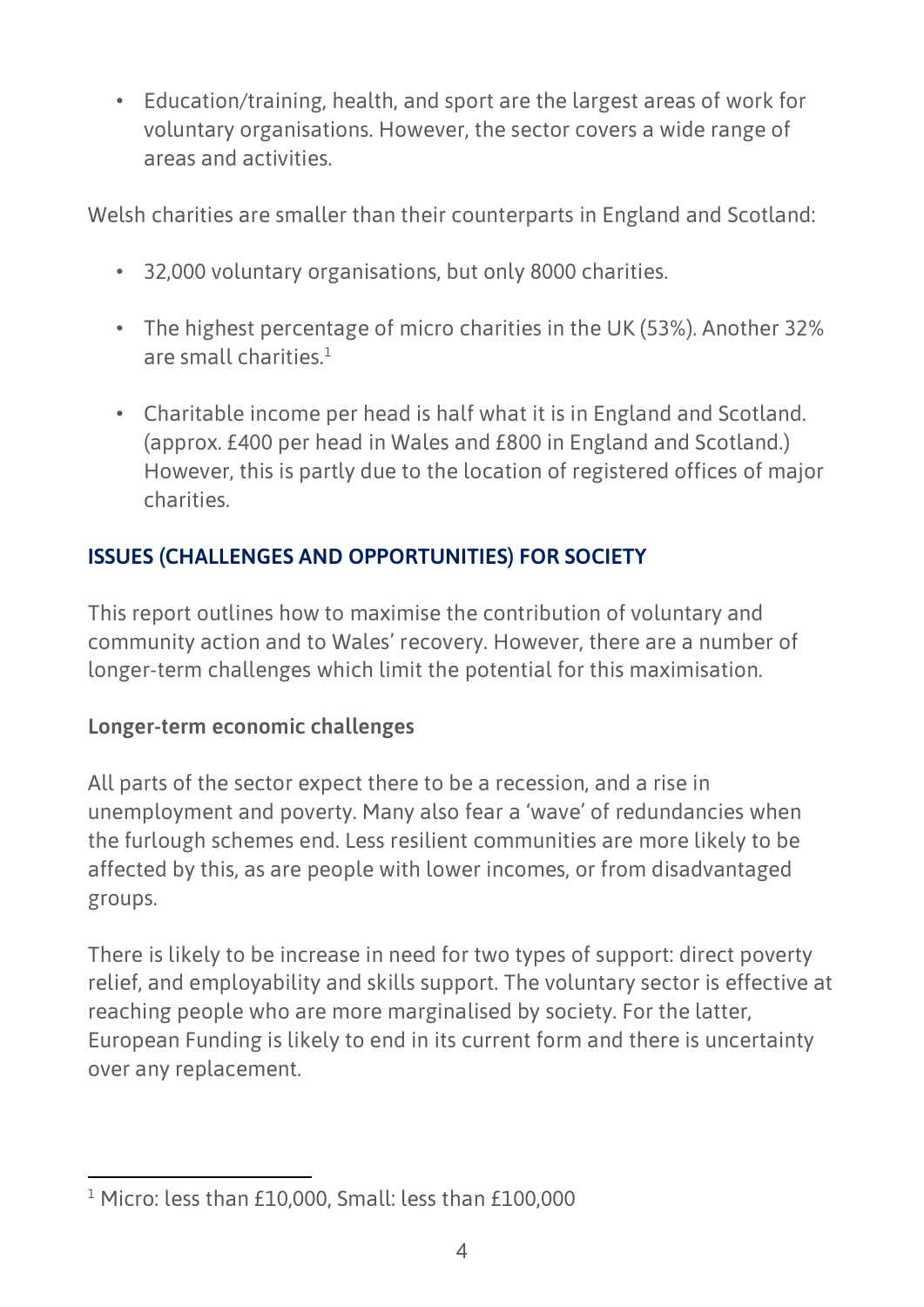- Education/training, health, and sport are the largest areas of work for voluntary organisations. However, the sector covers a wide range of areas and activities.

Welsh charities are smaller than their counterparts in England and Scotland:

- 32,000 voluntary organisations, but only 8000 charities.
- The highest percentage of micro charities in the UK (53%). Another 32% are small charities.[1]
- Charitable income per head is half what it is in England and Scotland. (approx. £400 per head in Wales and £800 in England and Scotland.) However, this is partly due to the location of registered offices of major charities.

## ISSUES (CHALLENGES AND OPPORTUNITIES) FOR SOCIETY

This report outlines how to maximise the contribution of voluntary and community action and to Wales' recovery. However, there are a number of longer-term challenges which limit the potential for this maximisation.

### Longer-term economic challenges

All parts of the sector expect there to be a recession, and a rise in unemployment and poverty. Many also fear a 'wave' of redundancies when the furlough schemes end. Less resilient communities are more likely to be affected by this, as are people with lower incomes, or from disadvantaged groups.

There is likely to be increase in need for two types of support: direct poverty relief, and employability and skills support. The voluntary sector is effective at reaching people who are more marginalised by society. For the latter, European Funding is likely to end in its current form and there is uncertainty over any replacement.

[1] Micro: less than £10,000, Small: less than £100,000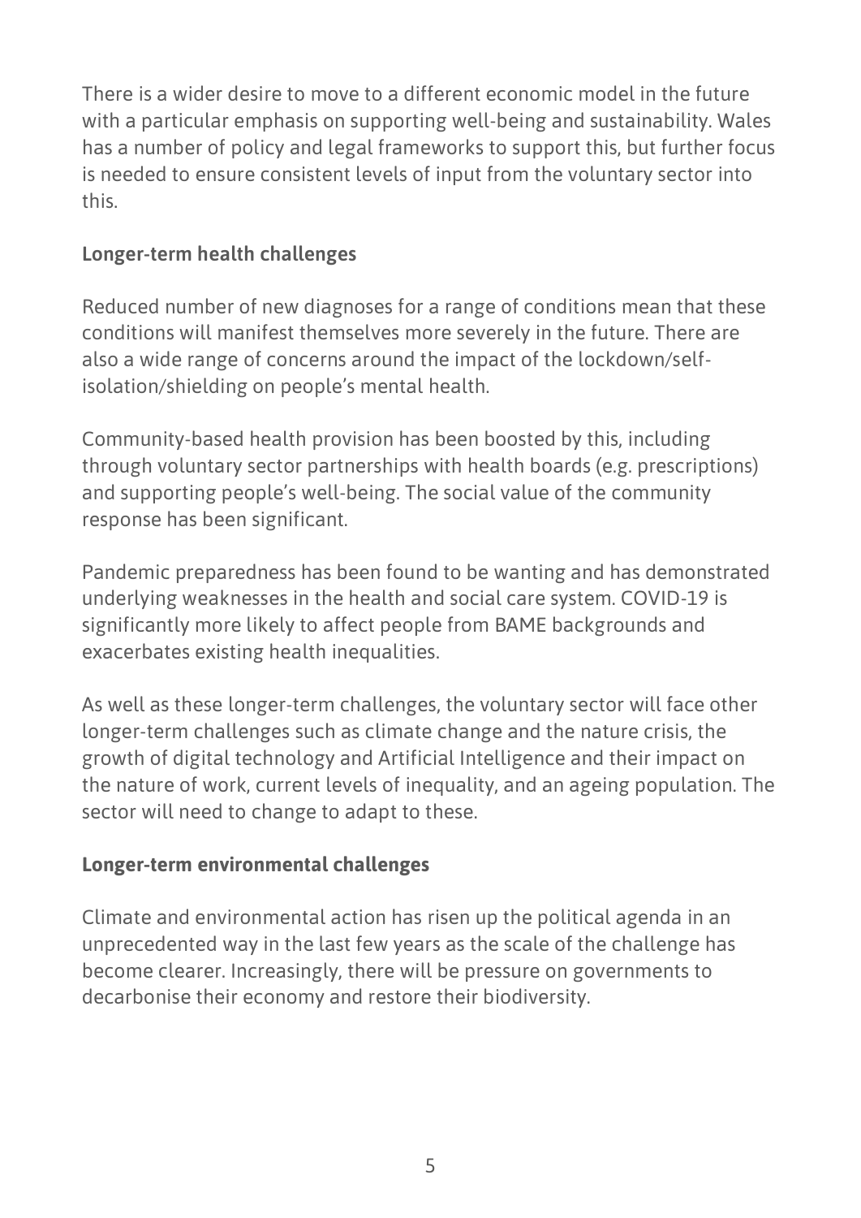There is a wider desire to move to a different economic model in the future with a particular emphasis on supporting well-being and sustainability. Wales has a number of policy and legal frameworks to support this, but further focus is needed to ensure consistent levels of input from the voluntary sector into this.

### Longer-term health challenges

Reduced number of new diagnoses for a range of conditions mean that these conditions will manifest themselves more severely in the future. There are also a wide range of concerns around the impact of the lockdown/self-isolation/shielding on people's mental health.

Community-based health provision has been boosted by this, including through voluntary sector partnerships with health boards (e.g. prescriptions) and supporting people's well-being. The social value of the community response has been significant.

Pandemic preparedness has been found to be wanting and has demonstrated underlying weaknesses in the health and social care system. COVID-19 is significantly more likely to affect people from BAME backgrounds and exacerbates existing health inequalities.

As well as these longer-term challenges, the voluntary sector will face other longer-term challenges such as climate change and the nature crisis, the growth of digital technology and Artificial Intelligence and their impact on the nature of work, current levels of inequality, and an ageing population. The sector will need to change to adapt to these.

### Longer-term environmental challenges

Climate and environmental action has risen up the political agenda in an unprecedented way in the last few years as the scale of the challenge has become clearer. Increasingly, there will be pressure on governments to decarbonise their economy and restore their biodiversity.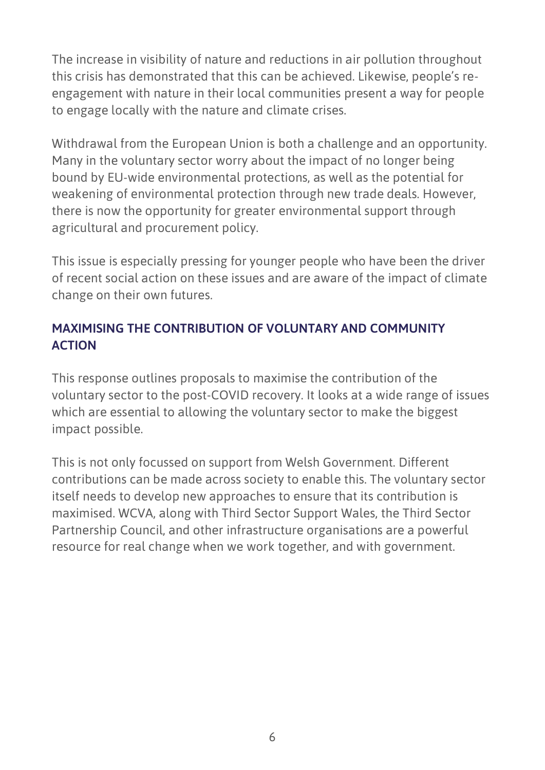The increase in visibility of nature and reductions in air pollution throughout this crisis has demonstrated that this can be achieved. Likewise, people's re-engagement with nature in their local communities present a way for people to engage locally with the nature and climate crises.

Withdrawal from the European Union is both a challenge and an opportunity. Many in the voluntary sector worry about the impact of no longer being bound by EU-wide environmental protections, as well as the potential for weakening of environmental protection through new trade deals. However, there is now the opportunity for greater environmental support through agricultural and procurement policy.

This issue is especially pressing for younger people who have been the driver of recent social action on these issues and are aware of the impact of climate change on their own futures.

## MAXIMISING THE CONTRIBUTION OF VOLUNTARY AND COMMUNITY ACTION

This response outlines proposals to maximise the contribution of the voluntary sector to the post-COVID recovery. It looks at a wide range of issues which are essential to allowing the voluntary sector to make the biggest impact possible.

This is not only focussed on support from Welsh Government. Different contributions can be made across society to enable this. The voluntary sector itself needs to develop new approaches to ensure that its contribution is maximised. WCVA, along with Third Sector Support Wales, the Third Sector Partnership Council, and other infrastructure organisations are a powerful resource for real change when we work together, and with government.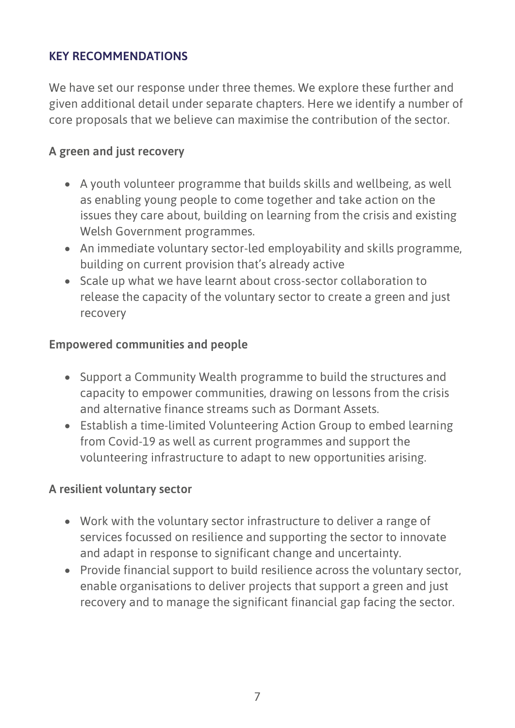## KEY RECOMMENDATIONS

We have set our response under three themes. We explore these further and given additional detail under separate chapters. Here we identify a number of core proposals that we believe can maximise the contribution of the sector.

### A green and just recovery

- A youth volunteer programme that builds skills and wellbeing, as well as enabling young people to come together and take action on the issues they care about, building on learning from the crisis and existing Welsh Government programmes.
- An immediate voluntary sector-led employability and skills programme, building on current provision that's already active
- Scale up what we have learnt about cross-sector collaboration to release the capacity of the voluntary sector to create a green and just recovery

### Empowered communities and people

- Support a Community Wealth programme to build the structures and capacity to empower communities, drawing on lessons from the crisis and alternative finance streams such as Dormant Assets.
- Establish a time-limited Volunteering Action Group to embed learning from Covid-19 as well as current programmes and support the volunteering infrastructure to adapt to new opportunities arising.

### A resilient voluntary sector

- Work with the voluntary sector infrastructure to deliver a range of services focussed on resilience and supporting the sector to innovate and adapt in response to significant change and uncertainty.
- Provide financial support to build resilience across the voluntary sector, enable organisations to deliver projects that support a green and just recovery and to manage the significant financial gap facing the sector.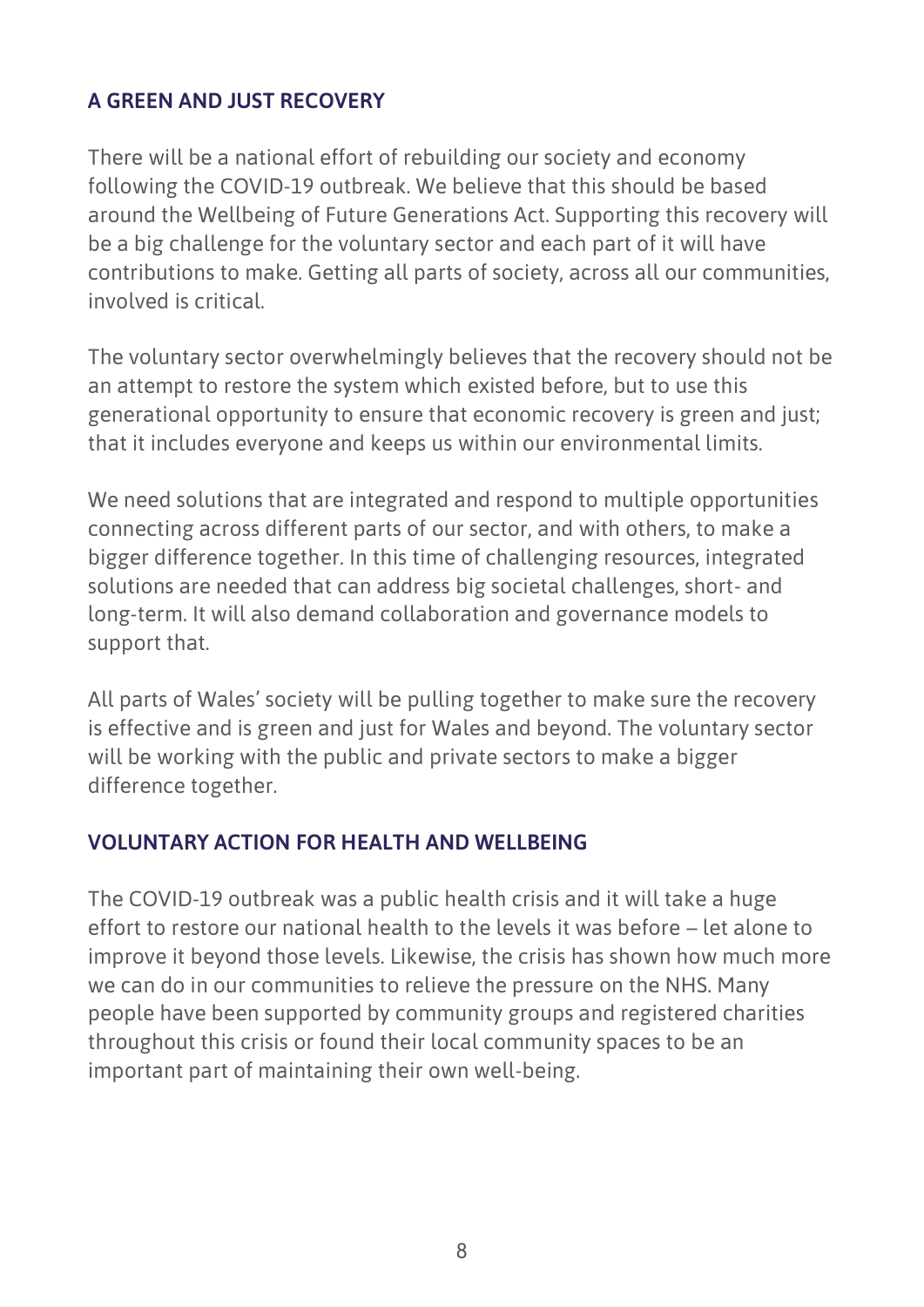## A GREEN AND JUST RECOVERY

There will be a national effort of rebuilding our society and economy following the COVID-19 outbreak. We believe that this should be based around the Wellbeing of Future Generations Act. Supporting this recovery will be a big challenge for the voluntary sector and each part of it will have contributions to make. Getting all parts of society, across all our communities, involved is critical.

The voluntary sector overwhelmingly believes that the recovery should not be an attempt to restore the system which existed before, but to use this generational opportunity to ensure that economic recovery is green and just; that it includes everyone and keeps us within our environmental limits.

We need solutions that are integrated and respond to multiple opportunities connecting across different parts of our sector, and with others, to make a bigger difference together. In this time of challenging resources, integrated solutions are needed that can address big societal challenges, short- and long-term. It will also demand collaboration and governance models to support that.

All parts of Wales' society will be pulling together to make sure the recovery is effective and is green and just for Wales and beyond. The voluntary sector will be working with the public and private sectors to make a bigger difference together.

## VOLUNTARY ACTION FOR HEALTH AND WELLBEING

The COVID-19 outbreak was a public health crisis and it will take a huge effort to restore our national health to the levels it was before – let alone to improve it beyond those levels. Likewise, the crisis has shown how much more we can do in our communities to relieve the pressure on the NHS. Many people have been supported by community groups and registered charities throughout this crisis or found their local community spaces to be an important part of maintaining their own well-being.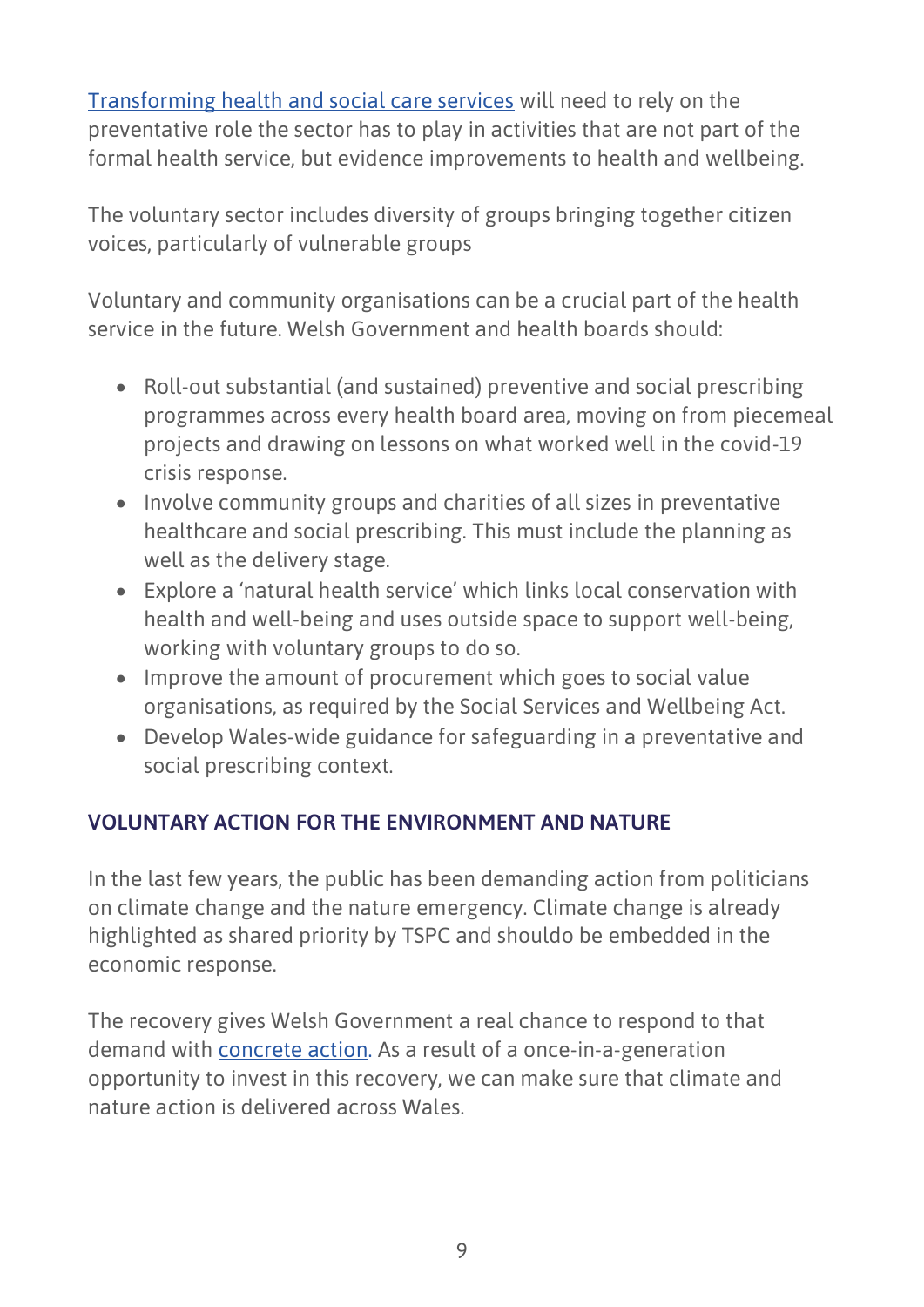Transforming health and social care services will need to rely on the preventative role the sector has to play in activities that are not part of the formal health service, but evidence improvements to health and wellbeing.

The voluntary sector includes diversity of groups bringing together citizen voices, particularly of vulnerable groups

Voluntary and community organisations can be a crucial part of the health service in the future. Welsh Government and health boards should:

- Roll-out substantial (and sustained) preventive and social prescribing programmes across every health board area, moving on from piecemeal projects and drawing on lessons on what worked well in the covid-19 crisis response.
- Involve community groups and charities of all sizes in preventative healthcare and social prescribing. This must include the planning as well as the delivery stage.
- Explore a 'natural health service' which links local conservation with health and well-being and uses outside space to support well-being, working with voluntary groups to do so.
- Improve the amount of procurement which goes to social value organisations, as required by the Social Services and Wellbeing Act.
- Develop Wales-wide guidance for safeguarding in a preventative and social prescribing context.

## VOLUNTARY ACTION FOR THE ENVIRONMENT AND NATURE

In the last few years, the public has been demanding action from politicians on climate change and the nature emergency. Climate change is already highlighted as shared priority by TSPC and shouldo be embedded in the economic response.

The recovery gives Welsh Government a real chance to respond to that demand with concrete action. As a result of a once-in-a-generation opportunity to invest in this recovery, we can make sure that climate and nature action is delivered across Wales.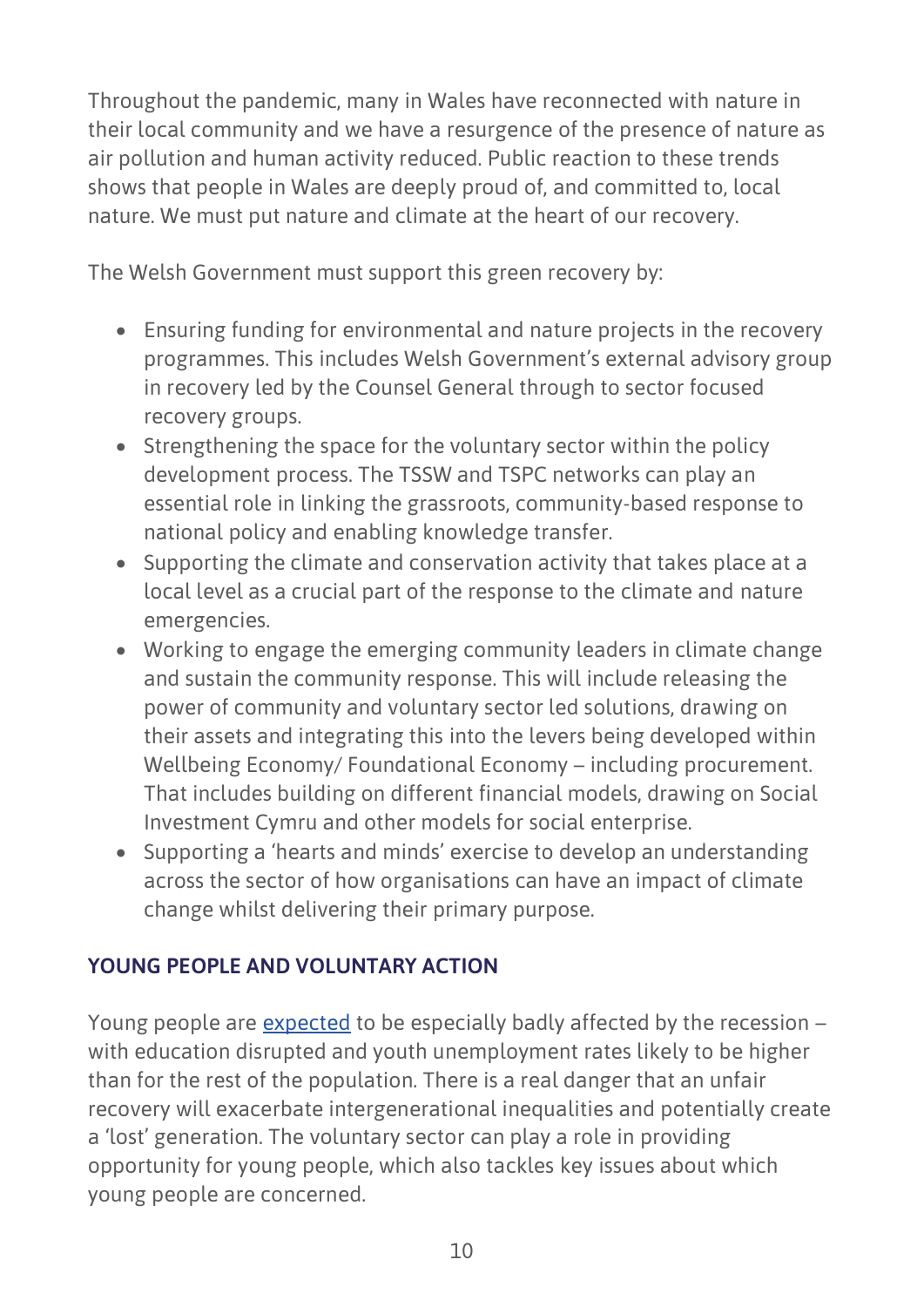Throughout the pandemic, many in Wales have reconnected with nature in their local community and we have a resurgence of the presence of nature as air pollution and human activity reduced. Public reaction to these trends shows that people in Wales are deeply proud of, and committed to, local nature. We must put nature and climate at the heart of our recovery.

The Welsh Government must support this green recovery by:

- Ensuring funding for environmental and nature projects in the recovery programmes. This includes Welsh Government's external advisory group in recovery led by the Counsel General through to sector focused recovery groups.
- Strengthening the space for the voluntary sector within the policy development process. The TSSW and TSPC networks can play an essential role in linking the grassroots, community-based response to national policy and enabling knowledge transfer.
- Supporting the climate and conservation activity that takes place at a local level as a crucial part of the response to the climate and nature emergencies.
- Working to engage the emerging community leaders in climate change and sustain the community response. This will include releasing the power of community and voluntary sector led solutions, drawing on their assets and integrating this into the levers being developed within Wellbeing Economy/ Foundational Economy – including procurement. That includes building on different financial models, drawing on Social Investment Cymru and other models for social enterprise.
- Supporting a 'hearts and minds' exercise to develop an understanding across the sector of how organisations can have an impact of climate change whilst delivering their primary purpose.

## YOUNG PEOPLE AND VOLUNTARY ACTION

Young people are expected to be especially badly affected by the recession – with education disrupted and youth unemployment rates likely to be higher than for the rest of the population. There is a real danger that an unfair recovery will exacerbate intergenerational inequalities and potentially create a 'lost' generation. The voluntary sector can play a role in providing opportunity for young people, which also tackles key issues about which young people are concerned.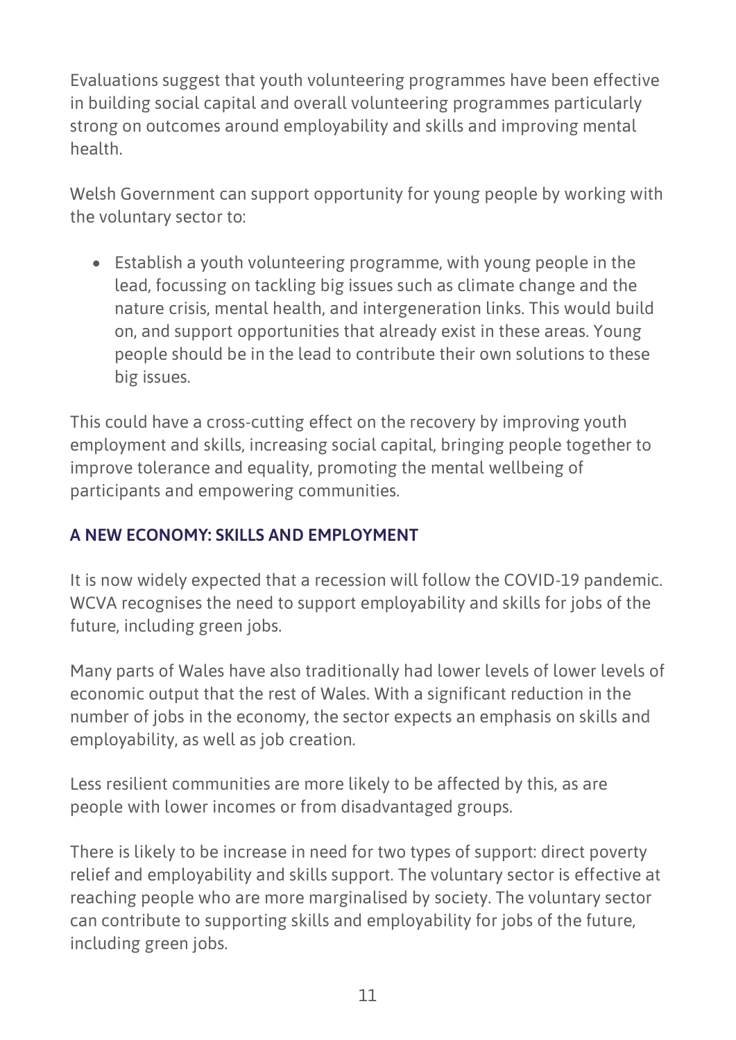Evaluations suggest that youth volunteering programmes have been effective in building social capital and overall volunteering programmes particularly strong on outcomes around employability and skills and improving mental health.

Welsh Government can support opportunity for young people by working with the voluntary sector to:

- Establish a youth volunteering programme, with young people in the lead, focussing on tackling big issues such as climate change and the nature crisis, mental health, and intergeneration links. This would build on, and support opportunities that already exist in these areas. Young people should be in the lead to contribute their own solutions to these big issues.

This could have a cross-cutting effect on the recovery by improving youth employment and skills, increasing social capital, bringing people together to improve tolerance and equality, promoting the mental wellbeing of participants and empowering communities.

## A NEW ECONOMY: SKILLS AND EMPLOYMENT

It is now widely expected that a recession will follow the COVID-19 pandemic. WCVA recognises the need to support employability and skills for jobs of the future, including green jobs.

Many parts of Wales have also traditionally had lower levels of lower levels of economic output that the rest of Wales. With a significant reduction in the number of jobs in the economy, the sector expects an emphasis on skills and employability, as well as job creation.

Less resilient communities are more likely to be affected by this, as are people with lower incomes or from disadvantaged groups.

There is likely to be increase in need for two types of support: direct poverty relief and employability and skills support. The voluntary sector is effective at reaching people who are more marginalised by society. The voluntary sector can contribute to supporting skills and employability for jobs of the future, including green jobs.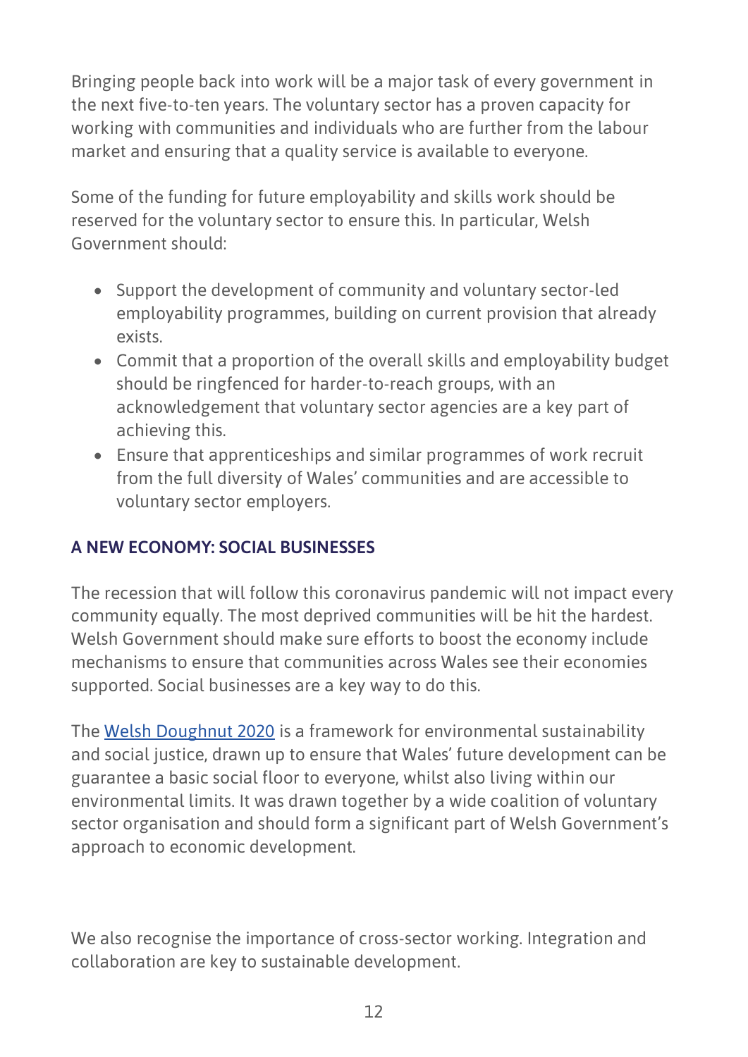Bringing people back into work will be a major task of every government in the next five-to-ten years. The voluntary sector has a proven capacity for working with communities and individuals who are further from the labour market and ensuring that a quality service is available to everyone.

Some of the funding for future employability and skills work should be reserved for the voluntary sector to ensure this. In particular, Welsh Government should:

- Support the development of community and voluntary sector-led employability programmes, building on current provision that already exists.
- Commit that a proportion of the overall skills and employability budget should be ringfenced for harder-to-reach groups, with an acknowledgement that voluntary sector agencies are a key part of achieving this.
- Ensure that apprenticeships and similar programmes of work recruit from the full diversity of Wales' communities and are accessible to voluntary sector employers.

## A NEW ECONOMY: SOCIAL BUSINESSES

The recession that will follow this coronavirus pandemic will not impact every community equally. The most deprived communities will be hit the hardest. Welsh Government should make sure efforts to boost the economy include mechanisms to ensure that communities across Wales see their economies supported. Social businesses are a key way to do this.

The Welsh Doughnut 2020 is a framework for environmental sustainability and social justice, drawn up to ensure that Wales' future development can be guarantee a basic social floor to everyone, whilst also living within our environmental limits. It was drawn together by a wide coalition of voluntary sector organisation and should form a significant part of Welsh Government's approach to economic development.

We also recognise the importance of cross-sector working. Integration and collaboration are key to sustainable development.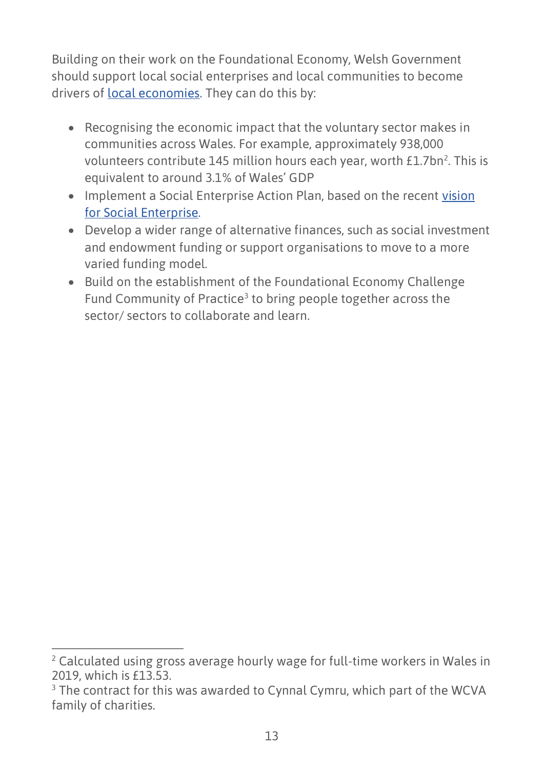Building on their work on the Foundational Economy, Welsh Government should support local social enterprises and local communities to become drivers of local economies. They can do this by:

- Recognising the economic impact that the voluntary sector makes in communities across Wales. For example, approximately 938,000 volunteers contribute 145 million hours each year, worth £1.7bn[2]. This is equivalent to around 3.1% of Wales' GDP
- Implement a Social Enterprise Action Plan, based on the recent vision for Social Enterprise.
- Develop a wider range of alternative finances, such as social investment and endowment funding or support organisations to move to a more varied funding model.
- Build on the establishment of the Foundational Economy Challenge Fund Community of Practice[3] to bring people together across the sector/ sectors to collaborate and learn.

---

[2] Calculated using gross average hourly wage for full-time workers in Wales in 2019, which is £13.53.

[3] The contract for this was awarded to Cynnal Cymru, which part of the WCVA family of charities.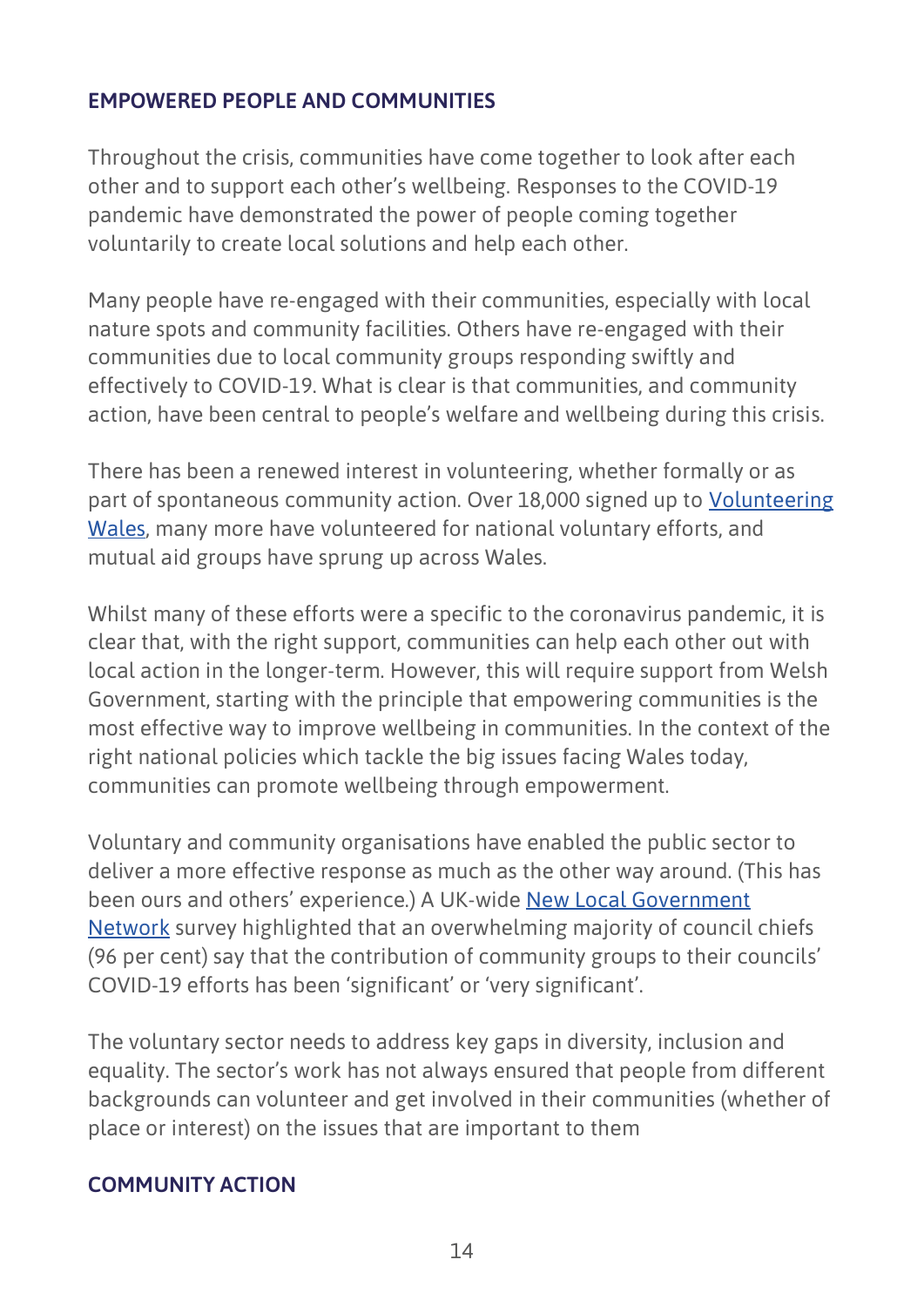## EMPOWERED PEOPLE AND COMMUNITIES

Throughout the crisis, communities have come together to look after each other and to support each other's wellbeing. Responses to the COVID-19 pandemic have demonstrated the power of people coming together voluntarily to create local solutions and help each other.

Many people have re-engaged with their communities, especially with local nature spots and community facilities. Others have re-engaged with their communities due to local community groups responding swiftly and effectively to COVID-19. What is clear is that communities, and community action, have been central to people's welfare and wellbeing during this crisis.

There has been a renewed interest in volunteering, whether formally or as part of spontaneous community action. Over 18,000 signed up to Volunteering Wales, many more have volunteered for national voluntary efforts, and mutual aid groups have sprung up across Wales.

Whilst many of these efforts were a specific to the coronavirus pandemic, it is clear that, with the right support, communities can help each other out with local action in the longer-term. However, this will require support from Welsh Government, starting with the principle that empowering communities is the most effective way to improve wellbeing in communities. In the context of the right national policies which tackle the big issues facing Wales today, communities can promote wellbeing through empowerment.

Voluntary and community organisations have enabled the public sector to deliver a more effective response as much as the other way around. (This has been ours and others' experience.) A UK-wide New Local Government Network survey highlighted that an overwhelming majority of council chiefs (96 per cent) say that the contribution of community groups to their councils' COVID-19 efforts has been 'significant' or 'very significant'.

The voluntary sector needs to address key gaps in diversity, inclusion and equality. The sector's work has not always ensured that people from different backgrounds can volunteer and get involved in their communities (whether of place or interest) on the issues that are important to them

## COMMUNITY ACTION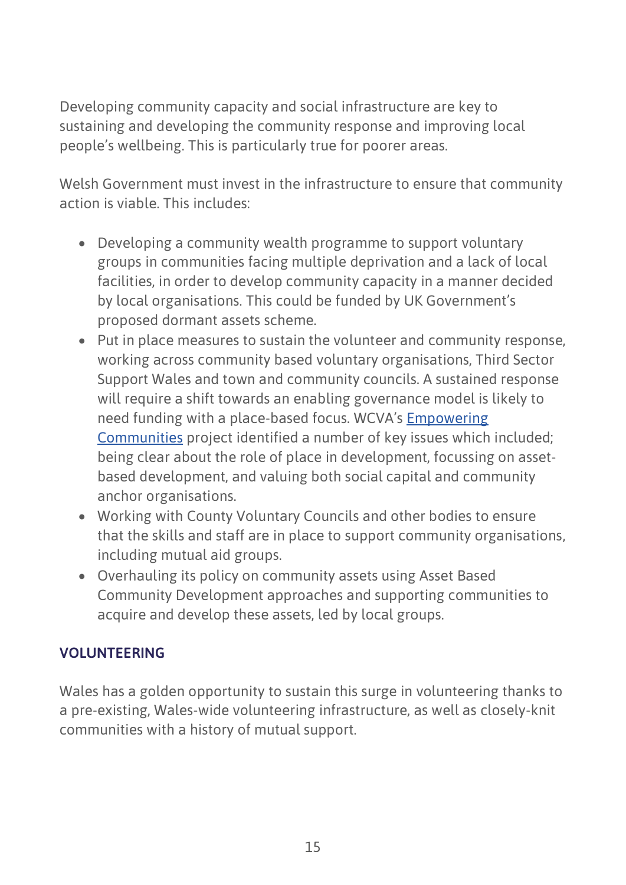Developing community capacity and social infrastructure are key to sustaining and developing the community response and improving local people's wellbeing. This is particularly true for poorer areas.

Welsh Government must invest in the infrastructure to ensure that community action is viable. This includes:

- Developing a community wealth programme to support voluntary groups in communities facing multiple deprivation and a lack of local facilities, in order to develop community capacity in a manner decided by local organisations. This could be funded by UK Government's proposed dormant assets scheme.
- Put in place measures to sustain the volunteer and community response, working across community based voluntary organisations, Third Sector Support Wales and town and community councils. A sustained response will require a shift towards an enabling governance model is likely to need funding with a place-based focus. WCVA's Empowering Communities project identified a number of key issues which included; being clear about the role of place in development, focussing on asset-based development, and valuing both social capital and community anchor organisations.
- Working with County Voluntary Councils and other bodies to ensure that the skills and staff are in place to support community organisations, including mutual aid groups.
- Overhauling its policy on community assets using Asset Based Community Development approaches and supporting communities to acquire and develop these assets, led by local groups.

## VOLUNTEERING

Wales has a golden opportunity to sustain this surge in volunteering thanks to a pre-existing, Wales-wide volunteering infrastructure, as well as closely-knit communities with a history of mutual support.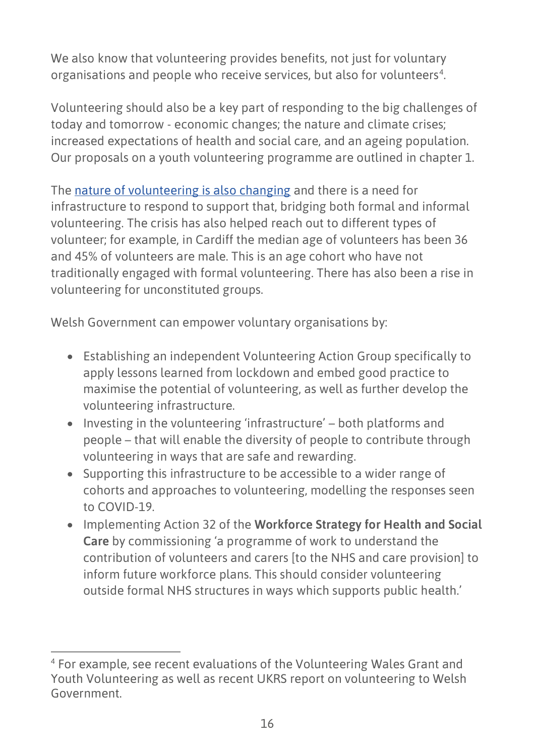We also know that volunteering provides benefits, not just for voluntary organisations and people who receive services, but also for volunteers[4].

Volunteering should also be a key part of responding to the big challenges of today and tomorrow - economic changes; the nature and climate crises; increased expectations of health and social care, and an ageing population. Our proposals on a youth volunteering programme are outlined in chapter 1.

The nature of volunteering is also changing and there is a need for infrastructure to respond to support that, bridging both formal and informal volunteering. The crisis has also helped reach out to different types of volunteer; for example, in Cardiff the median age of volunteers has been 36 and 45% of volunteers are male. This is an age cohort who have not traditionally engaged with formal volunteering. There has also been a rise in volunteering for unconstituted groups.

Welsh Government can empower voluntary organisations by:

- Establishing an independent Volunteering Action Group specifically to apply lessons learned from lockdown and embed good practice to maximise the potential of volunteering, as well as further develop the volunteering infrastructure.
- Investing in the volunteering 'infrastructure' – both platforms and people – that will enable the diversity of people to contribute through volunteering in ways that are safe and rewarding.
- Supporting this infrastructure to be accessible to a wider range of cohorts and approaches to volunteering, modelling the responses seen to COVID-19.
- Implementing Action 32 of the **Workforce Strategy for Health and Social Care** by commissioning 'a programme of work to understand the contribution of volunteers and carers [to the NHS and care provision] to inform future workforce plans. This should consider volunteering outside formal NHS structures in ways which supports public health.'

---

[4] For example, see recent evaluations of the Volunteering Wales Grant and Youth Volunteering as well as recent UKRS report on volunteering to Welsh Government.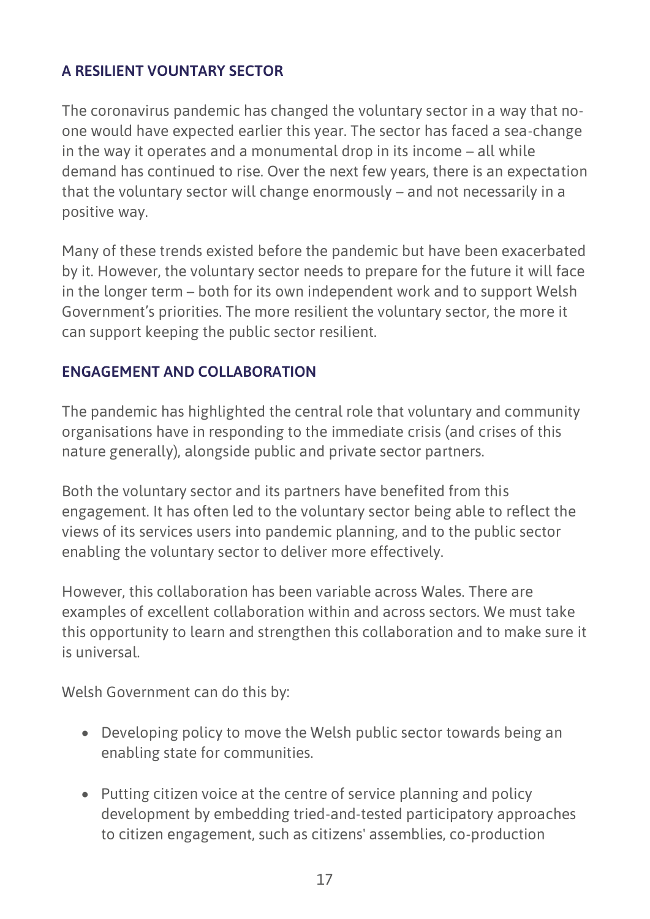## A RESILIENT VOUNTARY SECTOR

The coronavirus pandemic has changed the voluntary sector in a way that no-one would have expected earlier this year. The sector has faced a sea-change in the way it operates and a monumental drop in its income – all while demand has continued to rise. Over the next few years, there is an expectation that the voluntary sector will change enormously – and not necessarily in a positive way.

Many of these trends existed before the pandemic but have been exacerbated by it. However, the voluntary sector needs to prepare for the future it will face in the longer term – both for its own independent work and to support Welsh Government's priorities. The more resilient the voluntary sector, the more it can support keeping the public sector resilient.

## ENGAGEMENT AND COLLABORATION

The pandemic has highlighted the central role that voluntary and community organisations have in responding to the immediate crisis (and crises of this nature generally), alongside public and private sector partners.

Both the voluntary sector and its partners have benefited from this engagement. It has often led to the voluntary sector being able to reflect the views of its services users into pandemic planning, and to the public sector enabling the voluntary sector to deliver more effectively.

However, this collaboration has been variable across Wales. There are examples of excellent collaboration within and across sectors. We must take this opportunity to learn and strengthen this collaboration and to make sure it is universal.

Welsh Government can do this by:

- Developing policy to move the Welsh public sector towards being an enabling state for communities.
- Putting citizen voice at the centre of service planning and policy development by embedding tried-and-tested participatory approaches to citizen engagement, such as citizens' assemblies, co-production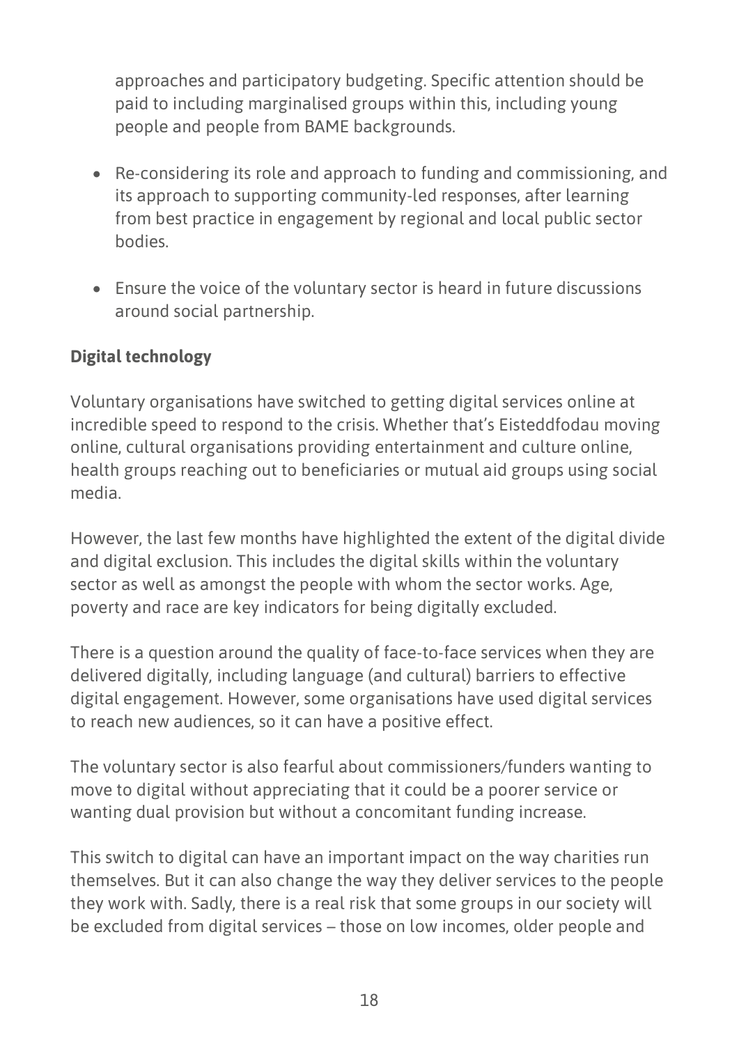approaches and participatory budgeting. Specific attention should be paid to including marginalised groups within this, including young people and people from BAME backgrounds.

- Re-considering its role and approach to funding and commissioning, and its approach to supporting community-led responses, after learning from best practice in engagement by regional and local public sector bodies.
- Ensure the voice of the voluntary sector is heard in future discussions around social partnership.

**Digital technology**

Voluntary organisations have switched to getting digital services online at incredible speed to respond to the crisis. Whether that's Eisteddfodau moving online, cultural organisations providing entertainment and culture online, health groups reaching out to beneficiaries or mutual aid groups using social media.

However, the last few months have highlighted the extent of the digital divide and digital exclusion. This includes the digital skills within the voluntary sector as well as amongst the people with whom the sector works. Age, poverty and race are key indicators for being digitally excluded.

There is a question around the quality of face-to-face services when they are delivered digitally, including language (and cultural) barriers to effective digital engagement. However, some organisations have used digital services to reach new audiences, so it can have a positive effect.

The voluntary sector is also fearful about commissioners/funders wanting to move to digital without appreciating that it could be a poorer service or wanting dual provision but without a concomitant funding increase.

This switch to digital can have an important impact on the way charities run themselves. But it can also change the way they deliver services to the people they work with. Sadly, there is a real risk that some groups in our society will be excluded from digital services – those on low incomes, older people and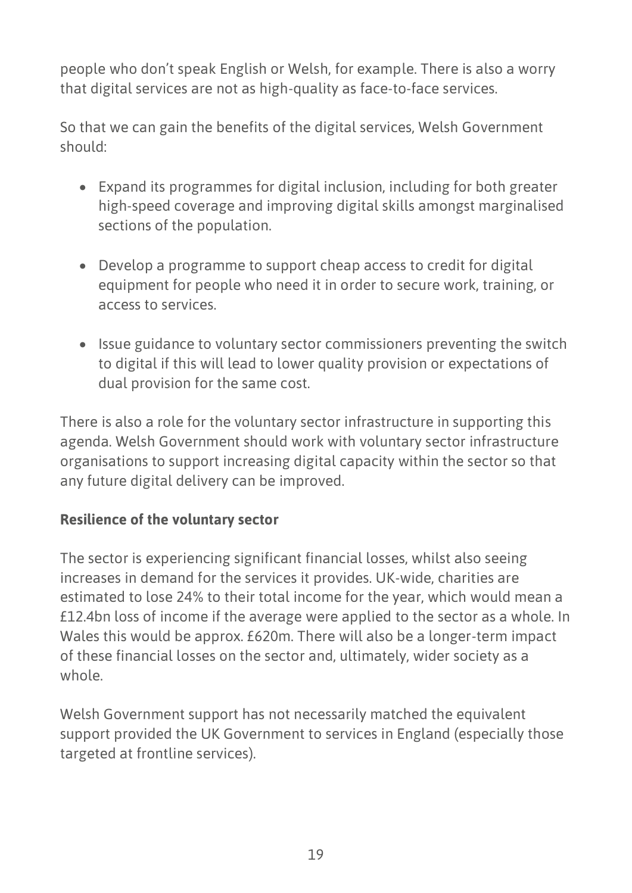people who don't speak English or Welsh, for example. There is also a worry that digital services are not as high-quality as face-to-face services.

So that we can gain the benefits of the digital services, Welsh Government should:

- Expand its programmes for digital inclusion, including for both greater high-speed coverage and improving digital skills amongst marginalised sections of the population.
- Develop a programme to support cheap access to credit for digital equipment for people who need it in order to secure work, training, or access to services.
- Issue guidance to voluntary sector commissioners preventing the switch to digital if this will lead to lower quality provision or expectations of dual provision for the same cost.

There is also a role for the voluntary sector infrastructure in supporting this agenda. Welsh Government should work with voluntary sector infrastructure organisations to support increasing digital capacity within the sector so that any future digital delivery can be improved.

**Resilience of the voluntary sector**

The sector is experiencing significant financial losses, whilst also seeing increases in demand for the services it provides. UK-wide, charities are estimated to lose 24% to their total income for the year, which would mean a £12.4bn loss of income if the average were applied to the sector as a whole. In Wales this would be approx. £620m. There will also be a longer-term impact of these financial losses on the sector and, ultimately, wider society as a whole.

Welsh Government support has not necessarily matched the equivalent support provided the UK Government to services in England (especially those targeted at frontline services).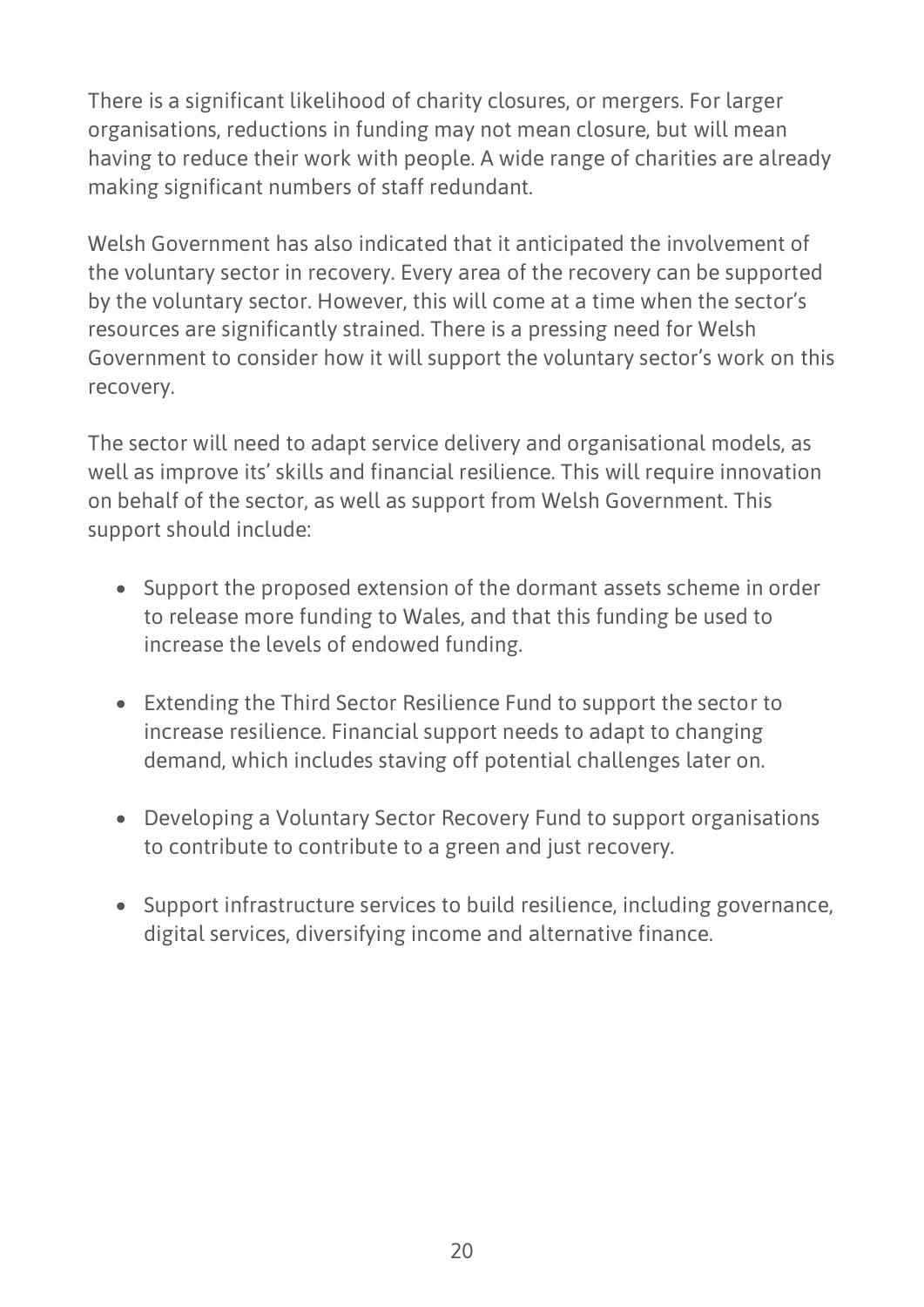There is a significant likelihood of charity closures, or mergers. For larger organisations, reductions in funding may not mean closure, but will mean having to reduce their work with people. A wide range of charities are already making significant numbers of staff redundant.

Welsh Government has also indicated that it anticipated the involvement of the voluntary sector in recovery. Every area of the recovery can be supported by the voluntary sector. However, this will come at a time when the sector's resources are significantly strained. There is a pressing need for Welsh Government to consider how it will support the voluntary sector's work on this recovery.

The sector will need to adapt service delivery and organisational models, as well as improve its' skills and financial resilience. This will require innovation on behalf of the sector, as well as support from Welsh Government. This support should include:

- Support the proposed extension of the dormant assets scheme in order to release more funding to Wales, and that this funding be used to increase the levels of endowed funding.
- Extending the Third Sector Resilience Fund to support the sector to increase resilience. Financial support needs to adapt to changing demand, which includes staving off potential challenges later on.
- Developing a Voluntary Sector Recovery Fund to support organisations to contribute to contribute to a green and just recovery.
- Support infrastructure services to build resilience, including governance, digital services, diversifying income and alternative finance.